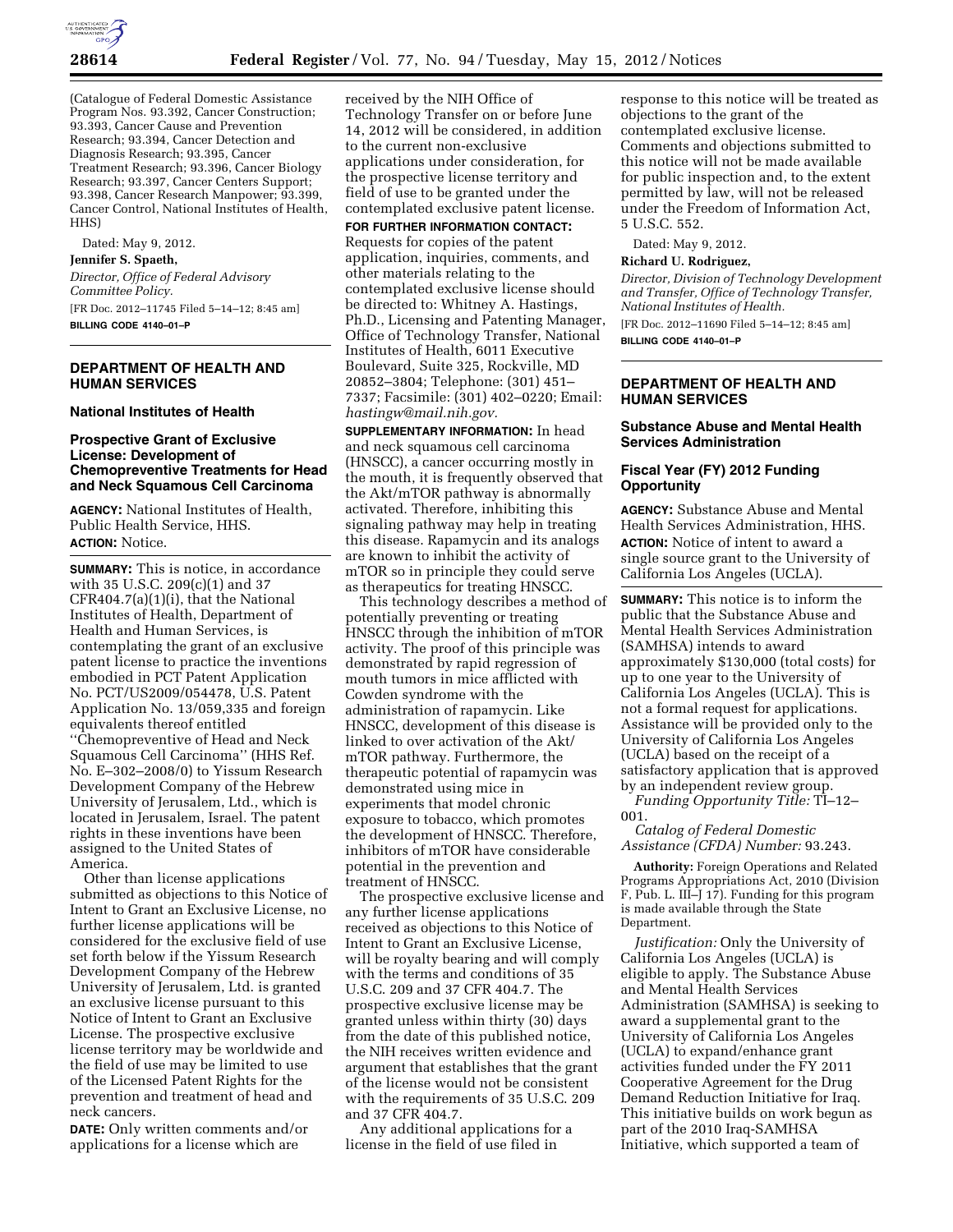(Catalogue of Federal Domestic Assistance Program Nos. 93.392, Cancer Construction; 93.393, Cancer Cause and Prevention Research; 93.394, Cancer Detection and Diagnosis Research; 93.395, Cancer Treatment Research; 93.396, Cancer Biology Research; 93.397, Cancer Centers Support; 93.398, Cancer Research Manpower; 93.399, Cancer Control, National Institutes of Health, HHS)

Dated: May 9, 2012.

**Jennifer S. Spaeth,**

*Director, Office of Federal Advisory Committee Policy.*

[FR Doc. 2012–11745 Filed 5–14–12; 8:45 am]

**BILLING CODE 4140–01–P**

## DEPARTMENT OF HEALTH AND HUMAN SERVICES

### National Institutes of Health

### Prospective Grant of Exclusive License: Development of Chemopreventive Treatments for Head and Neck Squamous Cell Carcinoma

**AGENCY:** National Institutes of Health, Public Health Service, HHS.

**ACTION:** Notice.

**SUMMARY:** This is notice, in accordance with 35 U.S.C. 209(c)(1) and 37 CFR404.7(a)(1)(i), that the National Institutes of Health, Department of Health and Human Services, is contemplating the grant of an exclusive patent license to practice the inventions embodied in PCT Patent Application No. PCT/US2009/054478, U.S. Patent Application No. 13/059,335 and foreign equivalents thereof entitled ''Chemopreventive of Head and Neck Squamous Cell Carcinoma'' (HHS Ref. No. E–302–2008/0) to Yissum Research Development Company of the Hebrew University of Jerusalem, Ltd., which is located in Jerusalem, Israel. The patent rights in these inventions have been assigned to the United States of America.

Other than license applications submitted as objections to this Notice of Intent to Grant an Exclusive License, no further license applications will be considered for the exclusive field of use set forth below if the Yissum Research Development Company of the Hebrew University of Jerusalem, Ltd. is granted an exclusive license pursuant to this Notice of Intent to Grant an Exclusive License. The prospective exclusive license territory may be worldwide and the field of use may be limited to use of the Licensed Patent Rights for the prevention and treatment of head and neck cancers.

**DATE:** Only written comments and/or applications for a license which are received by the NIH Office of Technology Transfer on or before June 14, 2012 will be considered, in addition to the current non-exclusive applications under consideration, for the prospective license territory and field of use to be granted under the contemplated exclusive patent license.

**FOR FURTHER INFORMATION CONTACT:** Requests for copies of the patent application, inquiries, comments, and other materials relating to the contemplated exclusive license should be directed to: Whitney A. Hastings, Ph.D., Licensing and Patenting Manager, Office of Technology Transfer, National Institutes of Health, 6011 Executive Boulevard, Suite 325, Rockville, MD 20852–3804; Telephone: (301) 451–7337; Facsimile: (301) 402–0220; Email: *hastingw@mail.nih.gov.*

**SUPPLEMENTARY INFORMATION:** In head and neck squamous cell carcinoma (HNSCC), a cancer occurring mostly in the mouth, it is frequently observed that the Akt/mTOR pathway is abnormally activated. Therefore, inhibiting this signaling pathway may help in treating this disease. Rapamycin and its analogs are known to inhibit the activity of mTOR so in principle they could serve as therapeutics for treating HNSCC.

This technology describes a method of potentially preventing or treating HNSCC through the inhibition of mTOR activity. The proof of this principle was demonstrated by rapid regression of mouth tumors in mice afflicted with Cowden syndrome with the administration of rapamycin. Like HNSCC, development of this disease is linked to over activation of the Akt/mTOR pathway. Furthermore, the therapeutic potential of rapamycin was demonstrated using mice in experiments that model chronic exposure to tobacco, which promotes the development of HNSCC. Therefore, inhibitors of mTOR have considerable potential in the prevention and treatment of HNSCC.

The prospective exclusive license and any further license applications received as objections to this Notice of Intent to Grant an Exclusive License, will be royalty bearing and will comply with the terms and conditions of 35 U.S.C. 209 and 37 CFR 404.7. The prospective exclusive license may be granted unless within thirty (30) days from the date of this published notice, the NIH receives written evidence and argument that establishes that the grant of the license would not be consistent with the requirements of 35 U.S.C. 209 and 37 CFR 404.7.

Any additional applications for a license in the field of use filed in response to this notice will be treated as objections to the grant of the contemplated exclusive license. Comments and objections submitted to this notice will not be made available for public inspection and, to the extent permitted by law, will not be released under the Freedom of Information Act, 5 U.S.C. 552.

Dated: May 9, 2012.

**Richard U. Rodriguez,**

*Director, Division of Technology Development and Transfer, Office of Technology Transfer, National Institutes of Health.*

[FR Doc. 2012–11690 Filed 5–14–12; 8:45 am]

**BILLING CODE 4140–01–P**

## DEPARTMENT OF HEALTH AND HUMAN SERVICES

### Substance Abuse and Mental Health Services Administration

### Fiscal Year (FY) 2012 Funding Opportunity

**AGENCY:** Substance Abuse and Mental Health Services Administration, HHS.

**ACTION:** Notice of intent to award a single source grant to the University of California Los Angeles (UCLA).

**SUMMARY:** This notice is to inform the public that the Substance Abuse and Mental Health Services Administration (SAMHSA) intends to award approximately $130,000 (total costs) for up to one year to the University of California Los Angeles (UCLA). This is not a formal request for applications. Assistance will be provided only to the University of California Los Angeles (UCLA) based on the receipt of a satisfactory application that is approved by an independent review group.

*Funding Opportunity Title:* TI–12–001.

*Catalog of Federal Domestic Assistance (CFDA) Number:* 93.243.

**Authority:** Foreign Operations and Related Programs Appropriations Act, 2010 (Division F, Pub. L. III–J 17). Funding for this program is made available through the State Department.

*Justification:* Only the University of California Los Angeles (UCLA) is eligible to apply. The Substance Abuse and Mental Health Services Administration (SAMHSA) is seeking to award a supplemental grant to the University of California Los Angeles (UCLA) to expand/enhance grant activities funded under the FY 2011 Cooperative Agreement for the Drug Demand Reduction Initiative for Iraq. This initiative builds on work begun as part of the 2010 Iraq-SAMHSA Initiative, which supported a team of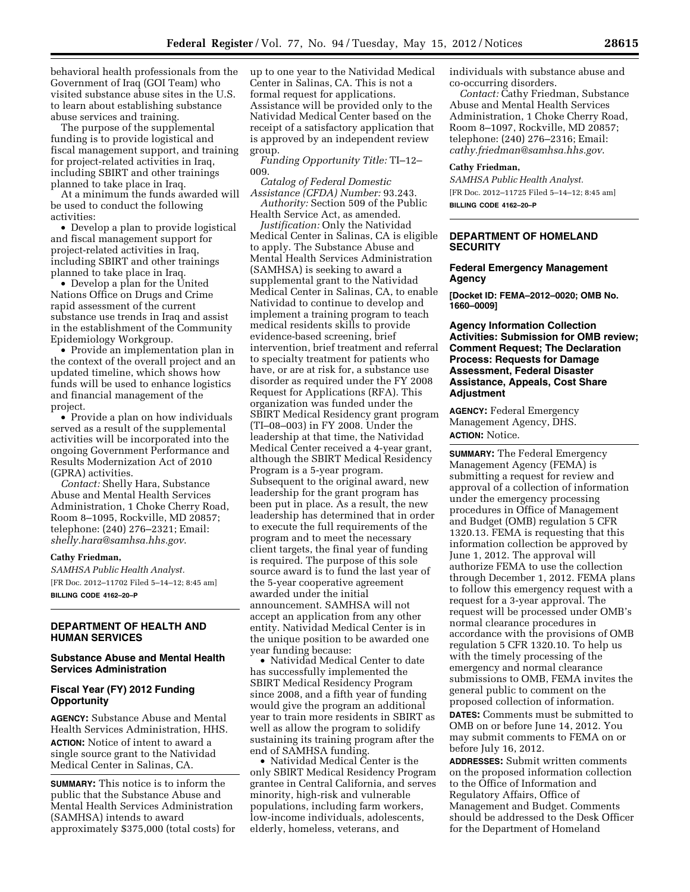behavioral health professionals from the Government of Iraq (GOI Team) who visited substance abuse sites in the U.S. to learn about establishing substance abuse services and training.

The purpose of the supplemental funding is to provide logistical and fiscal management support, and training for project-related activities in Iraq, including SBIRT and other trainings planned to take place in Iraq.

At a minimum the funds awarded will be used to conduct the following activities:

- Develop a plan to provide logistical and fiscal management support for project-related activities in Iraq, including SBIRT and other trainings planned to take place in Iraq.
- Develop a plan for the United Nations Office on Drugs and Crime rapid assessment of the current substance use trends in Iraq and assist in the establishment of the Community Epidemiology Workgroup.
- Provide an implementation plan in the context of the overall project and an updated timeline, which shows how funds will be used to enhance logistics and financial management of the project.
- Provide a plan on how individuals served as a result of the supplemental activities will be incorporated into the ongoing Government Performance and Results Modernization Act of 2010 (GPRA) activities.

*Contact:* Shelly Hara, Substance Abuse and Mental Health Services Administration, 1 Choke Cherry Road, Room 8–1095, Rockville, MD 20857; telephone: (240) 276–2321; Email: *shelly.hara@samhsa.hhs.gov*.

**Cathy Friedman,**

*SAMHSA Public Health Analyst.*

[FR Doc. 2012–11702 Filed 5–14–12; 8:45 am]

**BILLING CODE 4162–20–P**

## DEPARTMENT OF HEALTH AND HUMAN SERVICES

### Substance Abuse and Mental Health Services Administration

### Fiscal Year (FY) 2012 Funding Opportunity

**AGENCY:** Substance Abuse and Mental Health Services Administration, HHS.

**ACTION:** Notice of intent to award a single source grant to the Natividad Medical Center in Salinas, CA.

**SUMMARY:** This notice is to inform the public that the Substance Abuse and Mental Health Services Administration (SAMHSA) intends to award approximately $375,000 (total costs) for up to one year to the Natividad Medical Center in Salinas, CA. This is not a formal request for applications. Assistance will be provided only to the Natividad Medical Center based on the receipt of a satisfactory application that is approved by an independent review group.

*Funding Opportunity Title:* TI–12–009.

*Catalog of Federal Domestic Assistance (CFDA) Number:* 93.243.

*Authority:* Section 509 of the Public Health Service Act, as amended.

*Justification:* Only the Natividad Medical Center in Salinas, CA is eligible to apply. The Substance Abuse and Mental Health Services Administration (SAMHSA) is seeking to award a supplemental grant to the Natividad Medical Center in Salinas, CA, to enable Natividad to continue to develop and implement a training program to teach medical residents skills to provide evidence-based screening, brief intervention, brief treatment and referral to specialty treatment for patients who have, or are at risk for, a substance use disorder as required under the FY 2008 Request for Applications (RFA). This organization was funded under the SBIRT Medical Residency grant program (TI–08–003) in FY 2008. Under the leadership at that time, the Natividad Medical Center received a 4-year grant, although the SBIRT Medical Residency Program is a 5-year program. Subsequent to the original award, new leadership for the grant program has been put in place. As a result, the new leadership has determined that in order to execute the full requirements of the program and to meet the necessary client targets, the final year of funding is required. The purpose of this sole source award is to fund the last year of the 5-year cooperative agreement awarded under the initial announcement. SAMHSA will not accept an application from any other entity. Natividad Medical Center is in the unique position to be awarded one year funding because:

- Natividad Medical Center to date has successfully implemented the SBIRT Medical Residency Program since 2008, and a fifth year of funding would give the program an additional year to train more residents in SBIRT as well as allow the program to solidify sustaining its training program after the end of SAMHSA funding.
- Natividad Medical Center is the only SBIRT Medical Residency Program grantee in Central California, and serves minority, high-risk and vulnerable populations, including farm workers, low-income individuals, adolescents, elderly, homeless, veterans, and individuals with substance abuse and co-occurring disorders.

*Contact:* Cathy Friedman, Substance Abuse and Mental Health Services Administration, 1 Choke Cherry Road, Room 8–1097, Rockville, MD 20857; telephone: (240) 276–2316; Email: *cathy.friedman@samhsa.hhs.gov*.

**Cathy Friedman,**

*SAMHSA Public Health Analyst.*

[FR Doc. 2012–11725 Filed 5–14–12; 8:45 am]

**BILLING CODE 4162–20–P**

## DEPARTMENT OF HOMELAND SECURITY

### Federal Emergency Management Agency

**[Docket ID: FEMA–2012–0020; OMB No. 1660–0009]**

### Agency Information Collection Activities: Submission for OMB review; Comment Request; The Declaration Process: Requests for Damage Assessment, Federal Disaster Assistance, Appeals, Cost Share Adjustment

**AGENCY:** Federal Emergency Management Agency, DHS.

**ACTION:** Notice.

**SUMMARY:** The Federal Emergency Management Agency (FEMA) is submitting a request for review and approval of a collection of information under the emergency processing procedures in Office of Management and Budget (OMB) regulation 5 CFR 1320.13. FEMA is requesting that this information collection be approved by June 1, 2012. The approval will authorize FEMA to use the collection through December 1, 2012. FEMA plans to follow this emergency request with a request for a 3-year approval. The request will be processed under OMB's normal clearance procedures in accordance with the provisions of OMB regulation 5 CFR 1320.10. To help us with the timely processing of the emergency and normal clearance submissions to OMB, FEMA invites the general public to comment on the proposed collection of information.

**DATES:** Comments must be submitted to OMB on or before June 14, 2012. You may submit comments to FEMA on or before July 16, 2012.

**ADDRESSES:** Submit written comments on the proposed information collection to the Office of Information and Regulatory Affairs, Office of Management and Budget. Comments should be addressed to the Desk Officer for the Department of Homeland